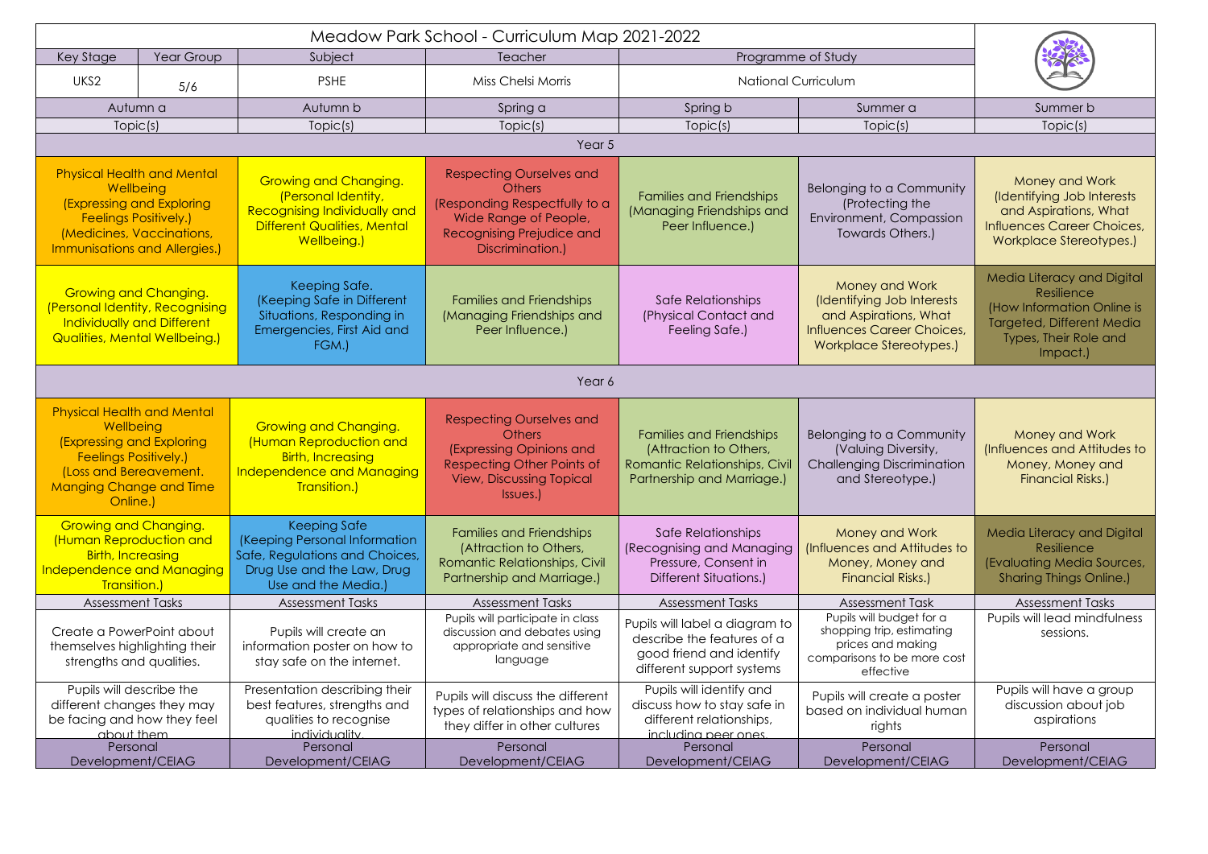# Meadow Park School - Curriculum Map 2021-2022

| Key Stage | Year Group | Subject | Teacher | Programme of Study |
|---|---|---|---|---|
| UKS2 | 5/6 | PSHE | Miss Chelsi Morris | National Curriculum |

| Autumn a | Autumn b | Spring a | Spring b | Summer a | Summer b |
|---|---|---|---|---|---|
| Topic(s) | Topic(s) | Topic(s) | Topic(s) | Topic(s) | Topic(s) |
| **Year 5** | | | | | |
| Physical Health and Mental Wellbeing (Expressing and Exploring Feelings Positively.) (Medicines, Vaccinations, Immunisations and Allergies.) | Growing and Changing. (Personal Identity, Recognising Individually and Different Qualities, Mental Wellbeing.) | Respecting Ourselves and Others (Responding Respectfully to a Wide Range of People, Recognising Prejudice and Discrimination.) | Families and Friendships (Managing Friendships and Peer Influence.) | Belonging to a Community (Protecting the Environment, Compassion Towards Others.) | Money and Work (Identifying Job Interests and Aspirations, What Influences Career Choices, Workplace Stereotypes.) |
| Growing and Changing. (Personal Identity, Recognising Individually and Different Qualities, Mental Wellbeing.) | Keeping Safe. (Keeping Safe in Different Situations, Responding in Emergencies, First Aid and FGM.) | Families and Friendships (Managing Friendships and Peer Influence.) | Safe Relationships (Physical Contact and Feeling Safe.) | Money and Work (Identifying Job Interests and Aspirations, What Influences Career Choices, Workplace Stereotypes.) | Media Literacy and Digital Resilience (How Information Online is Targeted, Different Media Types, Their Role and Impact.) |
| **Year 6** | | | | | |
| Physical Health and Mental Wellbeing (Expressing and Exploring Feelings Positively.) (Loss and Bereavement. Manging Change and Time Online.) | Growing and Changing. (Human Reproduction and Birth, Increasing Independence and Managing Transition.) | Respecting Ourselves and Others (Expressing Opinions and Respecting Other Points of View, Discussing Topical Issues.) | Families and Friendships (Attraction to Others, Romantic Relationships, Civil Partnership and Marriage.) | Belonging to a Community (Valuing Diversity, Challenging Discrimination and Stereotype.) | Money and Work (Influences and Attitudes to Money, Money and Financial Risks.) |
| Growing and Changing. (Human Reproduction and Birth, Increasing Independence and Managing Transition.) | Keeping Safe (Keeping Personal Information Safe, Regulations and Choices, Drug Use and the Law, Drug Use and the Media.) | Families and Friendships (Attraction to Others, Romantic Relationships, Civil Partnership and Marriage.) | Safe Relationships (Recognising and Managing Pressure, Consent in Different Situations.) | Money and Work (Influences and Attitudes to Money, Money and Financial Risks.) | Media Literacy and Digital Resilience (Evaluating Media Sources, Sharing Things Online.) |
| Assessment Tasks | Assessment Tasks | Assessment Tasks | Assessment Tasks | Assessment Task | Assessment Tasks |
| Create a PowerPoint about themselves highlighting their strengths and qualities. | Pupils will create an information poster on how to stay safe on the internet. | Pupils will participate in class discussion and debates using appropriate and sensitive language | Pupils will label a diagram to describe the features of a good friend and identify different support systems | Pupils will budget for a shopping trip, estimating prices and making comparisons to be more cost effective | Pupils will lead mindfulness sessions. |
| Pupils will describe the different changes they may be facing and how they feel about them | Presentation describing their best features, strengths and qualities to recognise individuality. | Pupils will discuss the different types of relationships and how they differ in other cultures | Pupils will identify and discuss how to stay safe in different relationships, including peer ones. | Pupils will create a poster based on individual human rights | Pupils will have a group discussion about job aspirations |
| Personal Development/CEIAG | Personal Development/CEIAG | Personal Development/CEIAG | Personal Development/CEIAG | Personal Development/CEIAG | Personal Development/CEIAG |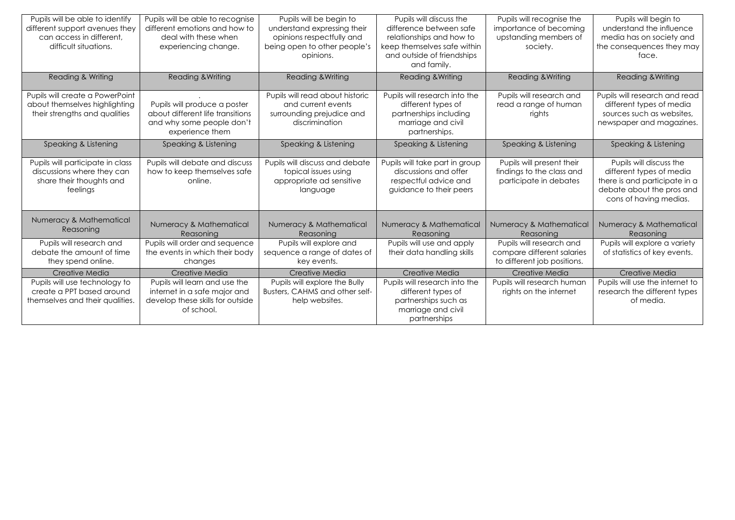| | | | | | |
|---|---|---|---|---|---|
| Pupils will be able to identify different support avenues they can access in different, difficult situations. | Pupils will be able to recognise different emotions and how to deal with these when experiencing change. | Pupils will be begin to understand expressing their opinions respectfully and being open to other people's opinions. | Pupils will discuss the difference between safe relationships and how to keep themselves safe within and outside of friendships and family. | Pupils will recognise the importance of becoming upstanding members of society. | Pupils will begin to understand the influence media has on society and the consequences they may face. |
| Reading & Writing | Reading &Writing | Reading &Writing | Reading &Writing | Reading &Writing | Reading &Writing |
| Pupils will create a PowerPoint about themselves highlighting their strengths and qualities | . Pupils will produce a poster about different life transitions and why some people don't experience them | Pupils will read about historic and current events surrounding prejudice and discrimination | Pupils will research into the different types of partnerships including marriage and civil partnerships. | Pupils will research and read a range of human rights | Pupils will research and read different types of media sources such as websites, newspaper and magazines. |
| Speaking & Listening | Speaking & Listening | Speaking & Listening | Speaking & Listening | Speaking & Listening | Speaking & Listening |
| Pupils will participate in class discussions where they can share their thoughts and feelings | Pupils will debate and discuss how to keep themselves safe online. | Pupils will discuss and debate topical issues using appropriate ad sensitive language | Pupils will take part in group discussions and offer respectful advice and guidance to their peers | Pupils will present their findings to the class and participate in debates | Pupils will discuss the different types of media there is and participate in a debate about the pros and cons of having medias. |
| Numeracy & Mathematical Reasoning | Numeracy & Mathematical Reasoning | Numeracy & Mathematical Reasoning | Numeracy & Mathematical Reasoning | Numeracy & Mathematical Reasoning | Numeracy & Mathematical Reasoning |
| Pupils will research and debate the amount of time they spend online. | Pupils will order and sequence the events in which their body changes | Pupils will explore and sequence a range of dates of key events. | Pupils will use and apply their data handling skills | Pupils will research and compare different salaries to different job positions. | Pupils will explore a variety of statistics of key events. |
| Creative Media | Creative Media | Creative Media | Creative Media | Creative Media | Creative Media |
| Pupils will use technology to create a PPT based around themselves and their qualities. | Pupils will learn and use the internet in a safe major and develop these skills for outside of school. | Pupils will explore the Bully Busters, CAHMS and other self-help websites. | Pupils will research into the different types of partnerships such as marriage and civil partnerships | Pupils will research human rights on the internet | Pupils will use the internet to research the different types of media. |